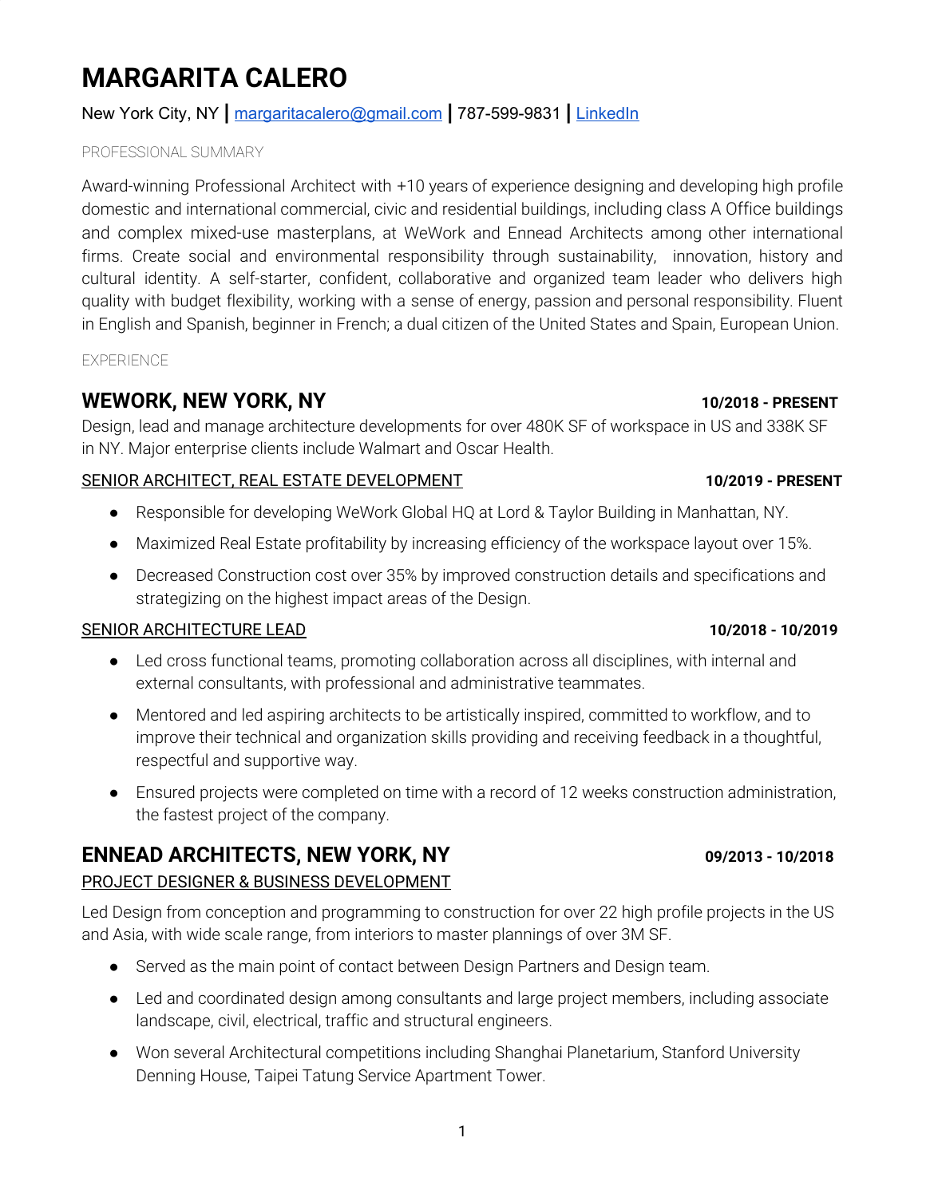# MARGARITA CALERO

New York City, NY **|** [margaritacalero@gmail.com](mailto:margaritacalero@gmail.com) **|** 787-599-9831 **|** [LinkedIn](#)

PROFESSIONAL SUMMARY

Award-winning Professional Architect with +10 years of experience designing and developing high profile domestic and international commercial, civic and residential buildings, including class A Office buildings and complex mixed-use masterplans, at WeWork and Ennead Architects among other international firms. Create social and environmental responsibility through sustainability, innovation, history and cultural identity. A self-starter, confident, collaborative and organized team leader who delivers high quality with budget flexibility, working with a sense of energy, passion and personal responsibility. Fluent in English and Spanish, beginner in French; a dual citizen of the United States and Spain, European Union.

EXPERIENCE

## WEWORK, NEW YORK, NY — **10/2018 - PRESENT**

Design, lead and manage architecture developments for over 480K SF of workspace in US and 338K SF in NY. Major enterprise clients include Walmart and Oscar Health.

<u>SENIOR ARCHITECT, REAL ESTATE DEVELOPMENT</u> — **10/2019 - PRESENT**

- Responsible for developing WeWork Global HQ at Lord & Taylor Building in Manhattan, NY.
- Maximized Real Estate profitability by increasing efficiency of the workspace layout over 15%.
- Decreased Construction cost over 35% by improved construction details and specifications and strategizing on the highest impact areas of the Design.

<u>SENIOR ARCHITECTURE LEAD</u> — **10/2018 - 10/2019**

- Led cross functional teams, promoting collaboration across all disciplines, with internal and external consultants, with professional and administrative teammates.
- Mentored and led aspiring architects to be artistically inspired, committed to workflow, and to improve their technical and organization skills providing and receiving feedback in a thoughtful, respectful and supportive way.
- Ensured projects were completed on time with a record of 12 weeks construction administration, the fastest project of the company.

## ENNEAD ARCHITECTS, NEW YORK, NY — **09/2013 - 10/2018**

<u>PROJECT DESIGNER & BUSINESS DEVELOPMENT</u>

Led Design from conception and programming to construction for over 22 high profile projects in the US and Asia, with wide scale range, from interiors to master plannings of over 3M SF.

- Served as the main point of contact between Design Partners and Design team.
- Led and coordinated design among consultants and large project members, including associate landscape, civil, electrical, traffic and structural engineers.
- Won several Architectural competitions including Shanghai Planetarium, Stanford University Denning House, Taipei Tatung Service Apartment Tower.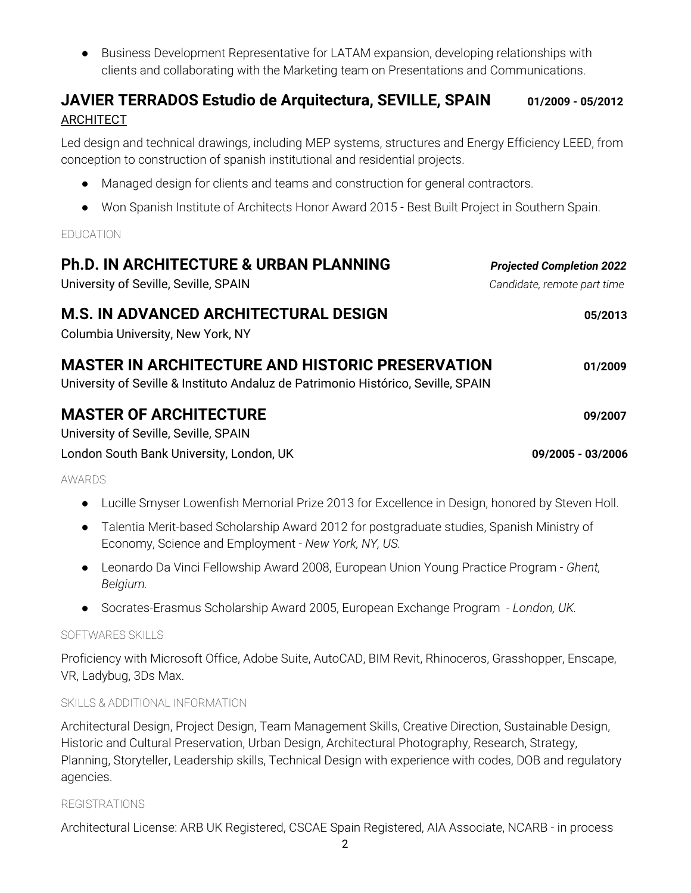- Business Development Representative for LATAM expansion, developing relationships with clients and collaborating with the Marketing team on Presentations and Communications.

### JAVIER TERRADOS Estudio de Arquitectura, SEVILLE, SPAIN — 01/2009 - 05/2012

ARCHITECT

Led design and technical drawings, including MEP systems, structures and Energy Efficiency LEED, from conception to construction of spanish institutional and residential projects.

- Managed design for clients and teams and construction for general contractors.
- Won Spanish Institute of Architects Honor Award 2015 - Best Built Project in Southern Spain.

## EDUCATION

### Ph.D. IN ARCHITECTURE & URBAN PLANNING — *Projected Completion 2022*

University of Seville, Seville, SPAIN — *Candidate, remote part time*

### M.S. IN ADVANCED ARCHITECTURAL DESIGN — 05/2013

Columbia University, New York, NY

### MASTER IN ARCHITECTURE AND HISTORIC PRESERVATION — 01/2009

University of Seville & Instituto Andaluz de Patrimonio Histórico, Seville, SPAIN

### MASTER OF ARCHITECTURE — 09/2007

University of Seville, Seville, SPAIN

London South Bank University, London, UK — **09/2005 - 03/2006**

## AWARDS

- Lucille Smyser Lowenfish Memorial Prize 2013 for Excellence in Design, honored by Steven Holl.
- Talentia Merit-based Scholarship Award 2012 for postgraduate studies, Spanish Ministry of Economy, Science and Employment - *New York, NY, US.*
- Leonardo Da Vinci Fellowship Award 2008, European Union Young Practice Program - *Ghent, Belgium.*
- Socrates-Erasmus Scholarship Award 2005, European Exchange Program - *London, UK.*

## SOFTWARES SKILLS

Proficiency with Microsoft Office, Adobe Suite, AutoCAD, BIM Revit, Rhinoceros, Grasshopper, Enscape, VR, Ladybug, 3Ds Max.

## SKILLS & ADDITIONAL INFORMATION

Architectural Design, Project Design, Team Management Skills, Creative Direction, Sustainable Design, Historic and Cultural Preservation, Urban Design, Architectural Photography, Research, Strategy, Planning, Storyteller, Leadership skills, Technical Design with experience with codes, DOB and regulatory agencies.

## REGISTRATIONS

Architectural License: ARB UK Registered, CSCAE Spain Registered, AIA Associate, NCARB - in process